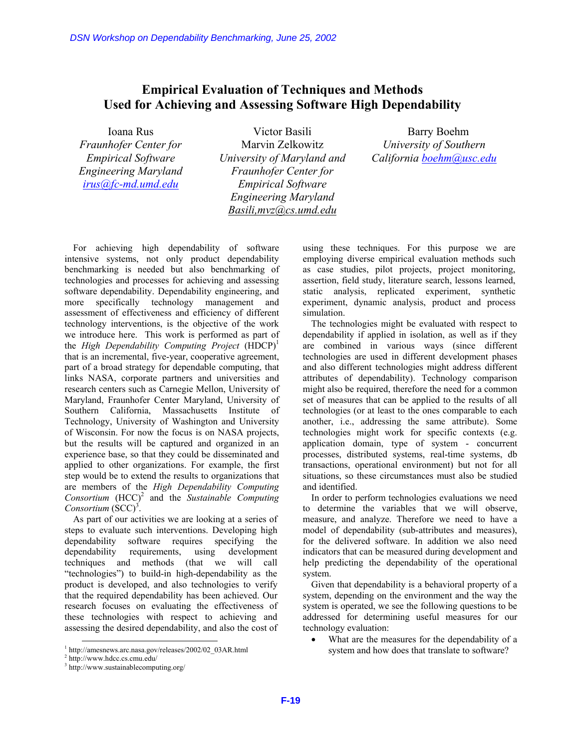# Empirical Evaluation of Techniques and Methods Used for Achieving and Assessing Software High Dependability

Ioana Rus
*Fraunhofer Center for Empirical Software Engineering Maryland*
irus@fc-md.umd.edu

Victor Basili
Marvin Zelkowitz
*University of Maryland and Fraunhofer Center for Empirical Software Engineering Maryland*
Basili,mvz@cs.umd.edu

Barry Boehm
*University of Southern California* boehm@usc.edu

For achieving high dependability of software intensive systems, not only product dependability benchmarking is needed but also benchmarking of technologies and processes for achieving and assessing software dependability. Dependability engineering, and more specifically technology management and assessment of effectiveness and efficiency of different technology interventions, is the objective of the work we introduce here. This work is performed as part of the *High Dependability Computing Project* (HDCP)[1] that is an incremental, five-year, cooperative agreement, part of a broad strategy for dependable computing, that links NASA, corporate partners and universities and research centers such as Carnegie Mellon, University of Maryland, Fraunhofer Center Maryland, University of Southern California, Massachusetts Institute of Technology, University of Washington and University of Wisconsin. For now the focus is on NASA projects, but the results will be captured and organized in an experience base, so that they could be disseminated and applied to other organizations. For example, the first step would be to extend the results to organizations that are members of the *High Dependability Computing Consortium* (HCC)[2] and the *Sustainable Computing Consortium* (SCC)[3].

As part of our activities we are looking at a series of steps to evaluate such interventions. Developing high dependability software requires specifying the dependability requirements, using development techniques and methods (that we will call "technologies") to build-in high-dependability as the product is developed, and also technologies to verify that the required dependability has been achieved. Our research focuses on evaluating the effectiveness of these technologies with respect to achieving and assessing the desired dependability, and also the cost of using these techniques. For this purpose we are employing diverse empirical evaluation methods such as case studies, pilot projects, project monitoring, assertion, field study, literature search, lessons learned, static analysis, replicated experiment, synthetic experiment, dynamic analysis, product and process simulation.

The technologies might be evaluated with respect to dependability if applied in isolation, as well as if they are combined in various ways (since different technologies are used in different development phases and also different technologies might address different attributes of dependability). Technology comparison might also be required, therefore the need for a common set of measures that can be applied to the results of all technologies (or at least to the ones comparable to each another, i.e., addressing the same attribute). Some technologies might work for specific contexts (e.g. application domain, type of system - concurrent processes, distributed systems, real-time systems, db transactions, operational environment) but not for all situations, so these circumstances must also be studied and identified.

In order to perform technologies evaluations we need to determine the variables that we will observe, measure, and analyze. Therefore we need to have a model of dependability (sub-attributes and measures), for the delivered software. In addition we also need indicators that can be measured during development and help predicting the dependability of the operational system.

Given that dependability is a behavioral property of a system, depending on the environment and the way the system is operated, we see the following questions to be addressed for determining useful measures for our technology evaluation:

- What are the measures for the dependability of a system and how does that translate to software?

[1] http://amesnews.arc.nasa.gov/releases/2002/02_03AR.html
[2] http://www.hdcc.cs.cmu.edu/
[3] http://www.sustainablecomputing.org/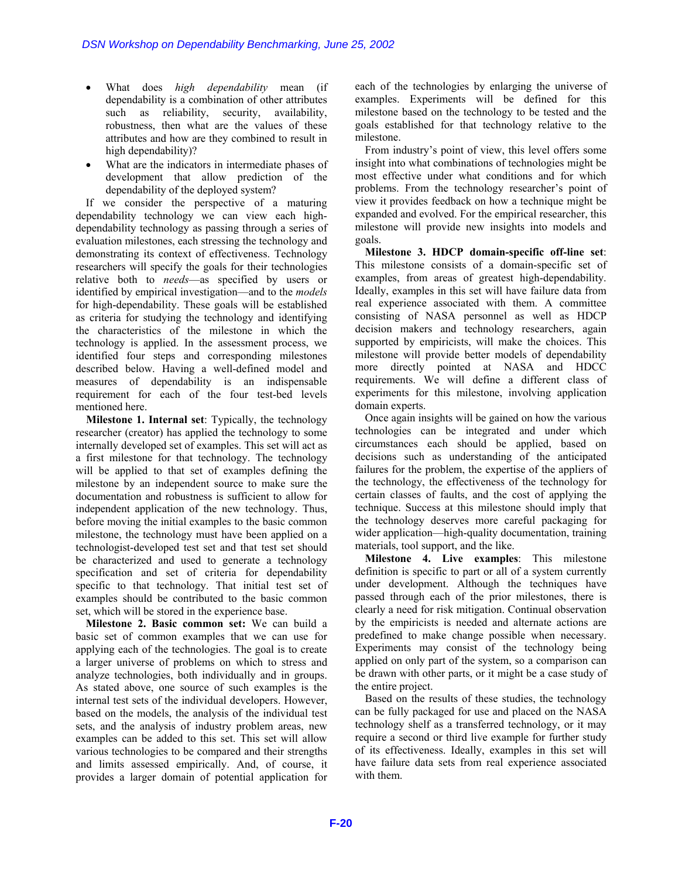- What does *high dependability* mean (if dependability is a combination of other attributes such as reliability, security, availability, robustness, then what are the values of these attributes and how are they combined to result in high dependability)?
- What are the indicators in intermediate phases of development that allow prediction of the dependability of the deployed system?

If we consider the perspective of a maturing dependability technology we can view each high-dependability technology as passing through a series of evaluation milestones, each stressing the technology and demonstrating its context of effectiveness. Technology researchers will specify the goals for their technologies relative both to *needs*—as specified by users or identified by empirical investigation—and to the *models* for high-dependability. These goals will be established as criteria for studying the technology and identifying the characteristics of the milestone in which the technology is applied. In the assessment process, we identified four steps and corresponding milestones described below. Having a well-defined model and measures of dependability is an indispensable requirement for each of the four test-bed levels mentioned here.

**Milestone 1. Internal set**: Typically, the technology researcher (creator) has applied the technology to some internally developed set of examples. This set will act as a first milestone for that technology. The technology will be applied to that set of examples defining the milestone by an independent source to make sure the documentation and robustness is sufficient to allow for independent application of the new technology. Thus, before moving the initial examples to the basic common milestone, the technology must have been applied on a technologist-developed test set and that test set should be characterized and used to generate a technology specification and set of criteria for dependability specific to that technology. That initial test set of examples should be contributed to the basic common set, which will be stored in the experience base.

**Milestone 2. Basic common set:** We can build a basic set of common examples that we can use for applying each of the technologies. The goal is to create a larger universe of problems on which to stress and analyze technologies, both individually and in groups. As stated above, one source of such examples is the internal test sets of the individual developers. However, based on the models, the analysis of the individual test sets, and the analysis of industry problem areas, new examples can be added to this set. This set will allow various technologies to be compared and their strengths and limits assessed empirically. And, of course, it provides a larger domain of potential application for each of the technologies by enlarging the universe of examples. Experiments will be defined for this milestone based on the technology to be tested and the goals established for that technology relative to the milestone.

From industry's point of view, this level offers some insight into what combinations of technologies might be most effective under what conditions and for which problems. From the technology researcher's point of view it provides feedback on how a technique might be expanded and evolved. For the empirical researcher, this milestone will provide new insights into models and goals.

**Milestone 3. HDCP domain-specific off-line set**: This milestone consists of a domain-specific set of examples, from areas of greatest high-dependability. Ideally, examples in this set will have failure data from real experience associated with them. A committee consisting of NASA personnel as well as HDCP decision makers and technology researchers, again supported by empiricists, will make the choices. This milestone will provide better models of dependability more directly pointed at NASA and HDCC requirements. We will define a different class of experiments for this milestone, involving application domain experts.

Once again insights will be gained on how the various technologies can be integrated and under which circumstances each should be applied, based on decisions such as understanding of the anticipated failures for the problem, the expertise of the appliers of the technology, the effectiveness of the technology for certain classes of faults, and the cost of applying the technique. Success at this milestone should imply that the technology deserves more careful packaging for wider application—high-quality documentation, training materials, tool support, and the like.

**Milestone 4. Live examples**: This milestone definition is specific to part or all of a system currently under development. Although the techniques have passed through each of the prior milestones, there is clearly a need for risk mitigation. Continual observation by the empiricists is needed and alternate actions are predefined to make change possible when necessary. Experiments may consist of the technology being applied on only part of the system, so a comparison can be drawn with other parts, or it might be a case study of the entire project.

Based on the results of these studies, the technology can be fully packaged for use and placed on the NASA technology shelf as a transferred technology, or it may require a second or third live example for further study of its effectiveness. Ideally, examples in this set will have failure data sets from real experience associated with them.